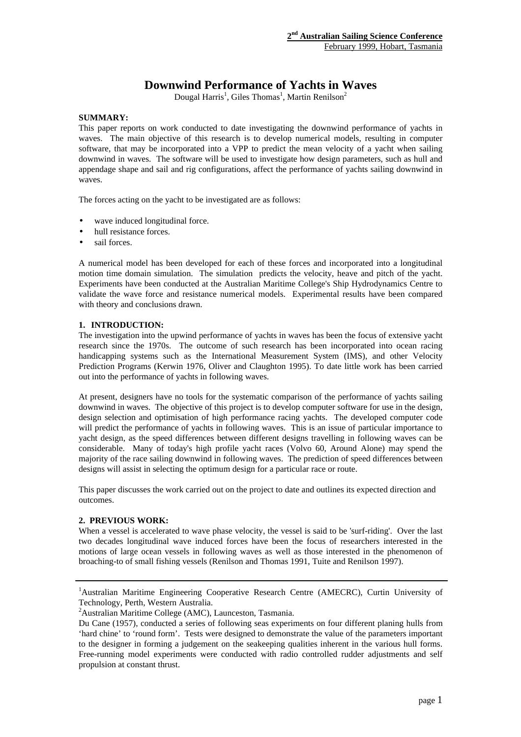# Downwind Performance of Yachts in Waves

Dougal Harris[1], Giles Thomas[1], Martin Renilson[2]

**SUMMARY:**

This paper reports on work conducted to date investigating the downwind performance of yachts in waves. The main objective of this research is to develop numerical models, resulting in computer software, that may be incorporated into a VPP to predict the mean velocity of a yacht when sailing downwind in waves. The software will be used to investigate how design parameters, such as hull and appendage shape and sail and rig configurations, affect the performance of yachts sailing downwind in waves.

The forces acting on the yacht to be investigated are as follows:

- wave induced longitudinal force.
- hull resistance forces.
- sail forces.

A numerical model has been developed for each of these forces and incorporated into a longitudinal motion time domain simulation. The simulation predicts the velocity, heave and pitch of the yacht. Experiments have been conducted at the Australian Maritime College's Ship Hydrodynamics Centre to validate the wave force and resistance numerical models. Experimental results have been compared with theory and conclusions drawn.

## 1. INTRODUCTION:

The investigation into the upwind performance of yachts in waves has been the focus of extensive yacht research since the 1970s. The outcome of such research has been incorporated into ocean racing handicapping systems such as the International Measurement System (IMS), and other Velocity Prediction Programs (Kerwin 1976, Oliver and Claughton 1995). To date little work has been carried out into the performance of yachts in following waves.

At present, designers have no tools for the systematic comparison of the performance of yachts sailing downwind in waves. The objective of this project is to develop computer software for use in the design, design selection and optimisation of high performance racing yachts. The developed computer code will predict the performance of yachts in following waves. This is an issue of particular importance to yacht design, as the speed differences between different designs travelling in following waves can be considerable. Many of today's high profile yacht races (Volvo 60, Around Alone) may spend the majority of the race sailing downwind in following waves. The prediction of speed differences between designs will assist in selecting the optimum design for a particular race or route.

This paper discusses the work carried out on the project to date and outlines its expected direction and outcomes.

## 2. PREVIOUS WORK:

When a vessel is accelerated to wave phase velocity, the vessel is said to be 'surf-riding'. Over the last two decades longitudinal wave induced forces have been the focus of researchers interested in the motions of large ocean vessels in following waves as well as those interested in the phenomenon of broaching-to of small fishing vessels (Renilson and Thomas 1991, Tuite and Renilson 1997).

[1]Australian Maritime Engineering Cooperative Research Centre (AMECRC), Curtin University of Technology, Perth, Western Australia.

[2]Australian Maritime College (AMC), Launceston, Tasmania.

Du Cane (1957), conducted a series of following seas experiments on four different planing hulls from 'hard chine' to 'round form'. Tests were designed to demonstrate the value of the parameters important to the designer in forming a judgement on the seakeeping qualities inherent in the various hull forms. Free-running model experiments were conducted with radio controlled rudder adjustments and self propulsion at constant thrust.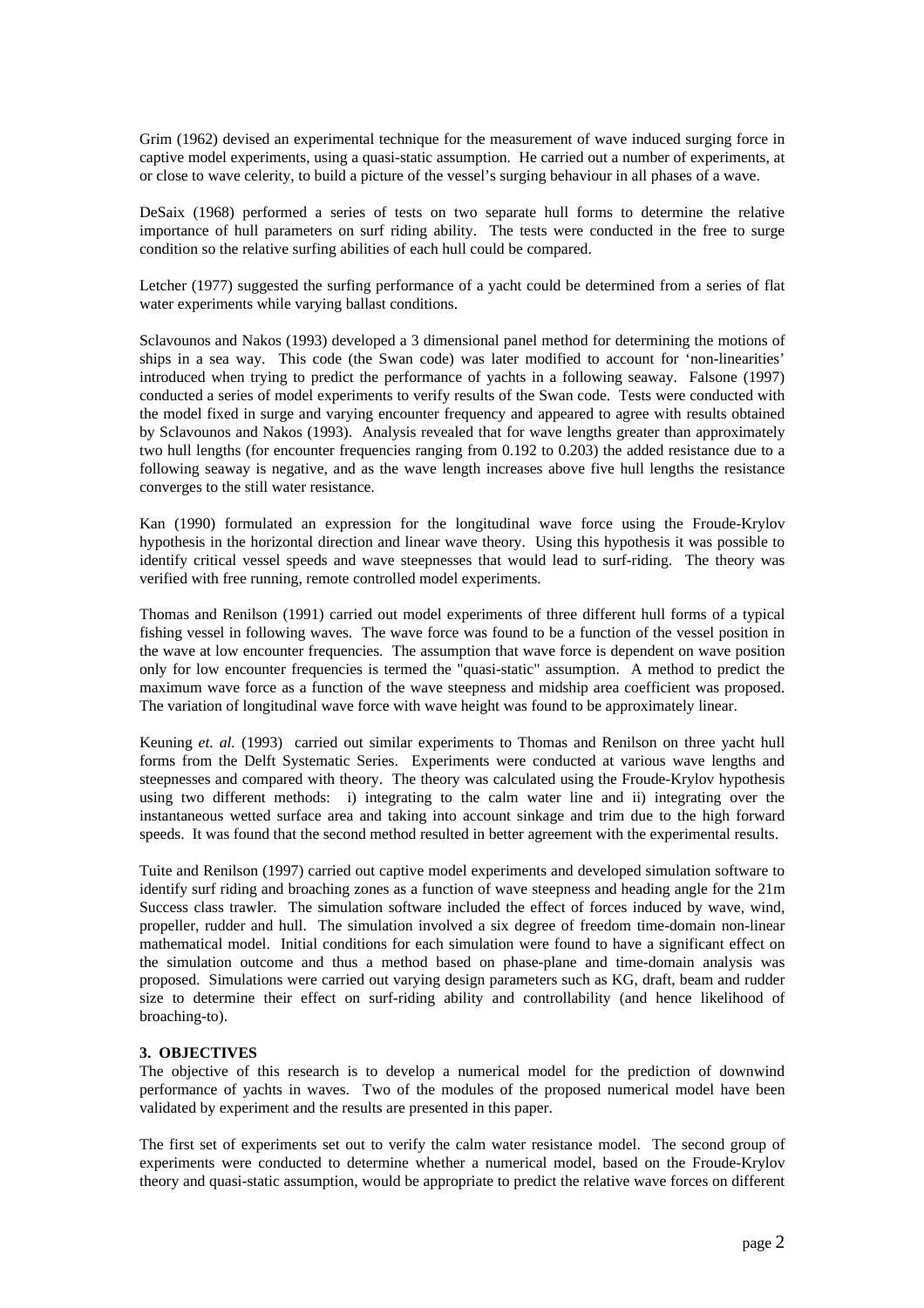Grim (1962) devised an experimental technique for the measurement of wave induced surging force in captive model experiments, using a quasi-static assumption. He carried out a number of experiments, at or close to wave celerity, to build a picture of the vessel's surging behaviour in all phases of a wave.

DeSaix (1968) performed a series of tests on two separate hull forms to determine the relative importance of hull parameters on surf riding ability. The tests were conducted in the free to surge condition so the relative surfing abilities of each hull could be compared.

Letcher (1977) suggested the surfing performance of a yacht could be determined from a series of flat water experiments while varying ballast conditions.

Sclavounos and Nakos (1993) developed a 3 dimensional panel method for determining the motions of ships in a sea way. This code (the Swan code) was later modified to account for 'non-linearities' introduced when trying to predict the performance of yachts in a following seaway. Falsone (1997) conducted a series of model experiments to verify results of the Swan code. Tests were conducted with the model fixed in surge and varying encounter frequency and appeared to agree with results obtained by Sclavounos and Nakos (1993). Analysis revealed that for wave lengths greater than approximately two hull lengths (for encounter frequencies ranging from 0.192 to 0.203) the added resistance due to a following seaway is negative, and as the wave length increases above five hull lengths the resistance converges to the still water resistance.

Kan (1990) formulated an expression for the longitudinal wave force using the Froude-Krylov hypothesis in the horizontal direction and linear wave theory. Using this hypothesis it was possible to identify critical vessel speeds and wave steepnesses that would lead to surf-riding. The theory was verified with free running, remote controlled model experiments.

Thomas and Renilson (1991) carried out model experiments of three different hull forms of a typical fishing vessel in following waves. The wave force was found to be a function of the vessel position in the wave at low encounter frequencies. The assumption that wave force is dependent on wave position only for low encounter frequencies is termed the "quasi-static" assumption. A method to predict the maximum wave force as a function of the wave steepness and midship area coefficient was proposed. The variation of longitudinal wave force with wave height was found to be approximately linear.

Keuning *et. al.* (1993) carried out similar experiments to Thomas and Renilson on three yacht hull forms from the Delft Systematic Series. Experiments were conducted at various wave lengths and steepnesses and compared with theory. The theory was calculated using the Froude-Krylov hypothesis using two different methods: i) integrating to the calm water line and ii) integrating over the instantaneous wetted surface area and taking into account sinkage and trim due to the high forward speeds. It was found that the second method resulted in better agreement with the experimental results.

Tuite and Renilson (1997) carried out captive model experiments and developed simulation software to identify surf riding and broaching zones as a function of wave steepness and heading angle for the 21m Success class trawler. The simulation software included the effect of forces induced by wave, wind, propeller, rudder and hull. The simulation involved a six degree of freedom time-domain non-linear mathematical model. Initial conditions for each simulation were found to have a significant effect on the simulation outcome and thus a method based on phase-plane and time-domain analysis was proposed. Simulations were carried out varying design parameters such as KG, draft, beam and rudder size to determine their effect on surf-riding ability and controllability (and hence likelihood of broaching-to).

## 3. OBJECTIVES

The objective of this research is to develop a numerical model for the prediction of downwind performance of yachts in waves. Two of the modules of the proposed numerical model have been validated by experiment and the results are presented in this paper.

The first set of experiments set out to verify the calm water resistance model. The second group of experiments were conducted to determine whether a numerical model, based on the Froude-Krylov theory and quasi-static assumption, would be appropriate to predict the relative wave forces on different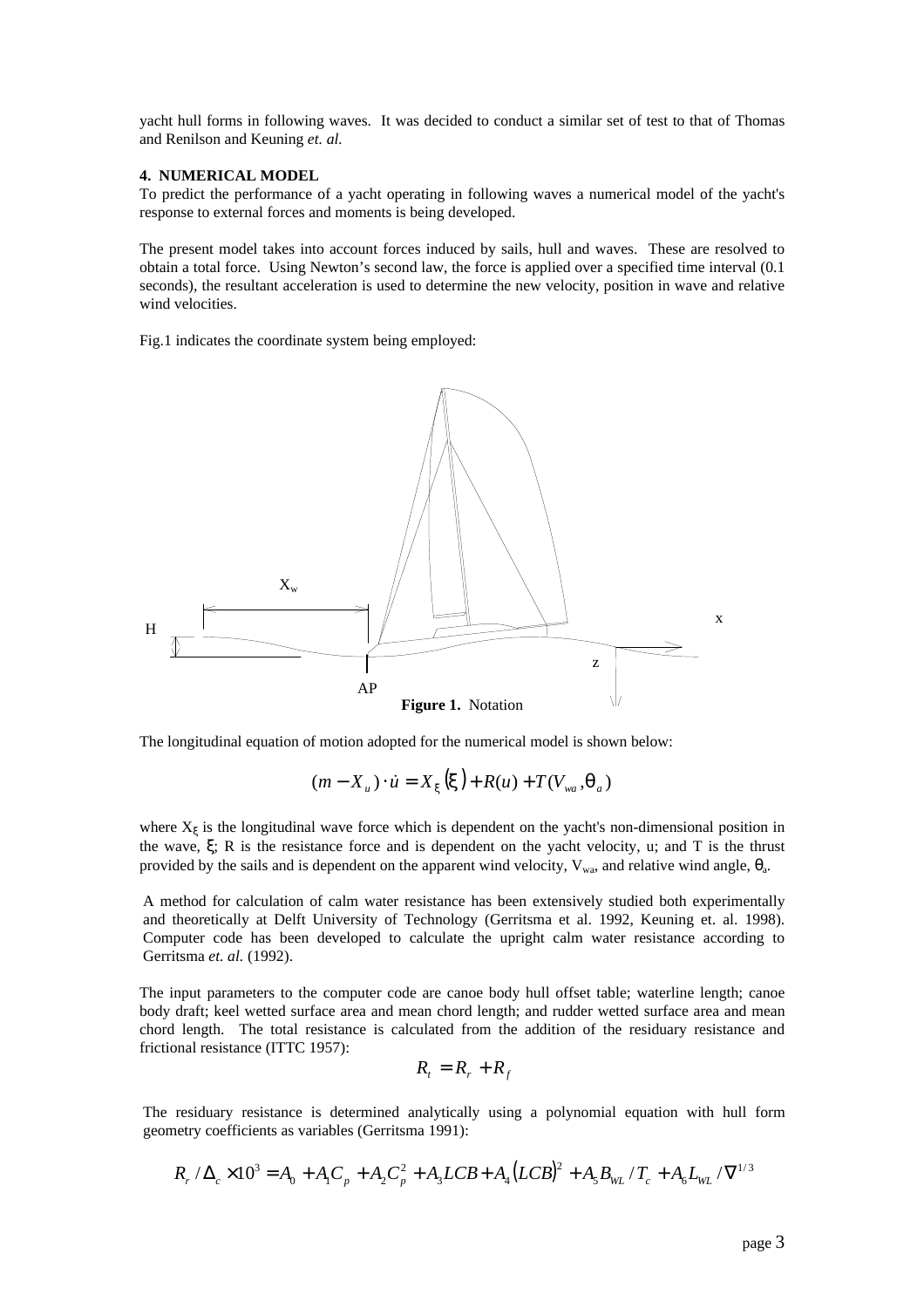yacht hull forms in following waves. It was decided to conduct a similar set of test to that of Thomas and Renilson and Keuning *et. al.*

**4. NUMERICAL MODEL**

To predict the performance of a yacht operating in following waves a numerical model of the yacht's response to external forces and moments is being developed.

The present model takes into account forces induced by sails, hull and waves. These are resolved to obtain a total force. Using Newton's second law, the force is applied over a specified time interval (0.1 seconds), the resultant acceleration is used to determine the new velocity, position in wave and relative wind velocities.

Fig.1 indicates the coordinate system being employed:

**Figure 1.** Notation

The longitudinal equation of motion adopted for the numerical model is shown below:

$$(m - X_{\dot{u}}) \cdot \dot{u} = X_{\xi}(\xi) + R(u) + T(V_{wa}, \theta_a)$$

where $X_{\xi}$ is the longitudinal wave force which is dependent on the yacht's non-dimensional position in the wave, $\xi$; R is the resistance force and is dependent on the yacht velocity, u; and T is the thrust provided by the sails and is dependent on the apparent wind velocity, $V_{wa}$, and relative wind angle, $\theta_a$.

A method for calculation of calm water resistance has been extensively studied both experimentally and theoretically at Delft University of Technology (Gerritsma et al. 1992, Keuning et. al. 1998). Computer code has been developed to calculate the upright calm water resistance according to Gerritsma *et. al.* (1992).

The input parameters to the computer code are canoe body hull offset table; waterline length; canoe body draft; keel wetted surface area and mean chord length; and rudder wetted surface area and mean chord length. The total resistance is calculated from the addition of the residuary resistance and frictional resistance (ITTC 1957):

$$R_t = R_r + R_f$$

The residuary resistance is determined analytically using a polynomial equation with hull form geometry coefficients as variables (Gerritsma 1991):

$$R_r / \Delta_c \times 10^3 = A_0 + A_1 C_p + A_2 C_p^2 + A_3 LCB + A_4 (LCB)^2 + A_5 B_{WL} / T_c + A_6 L_{WL} / \nabla^{1/3}$$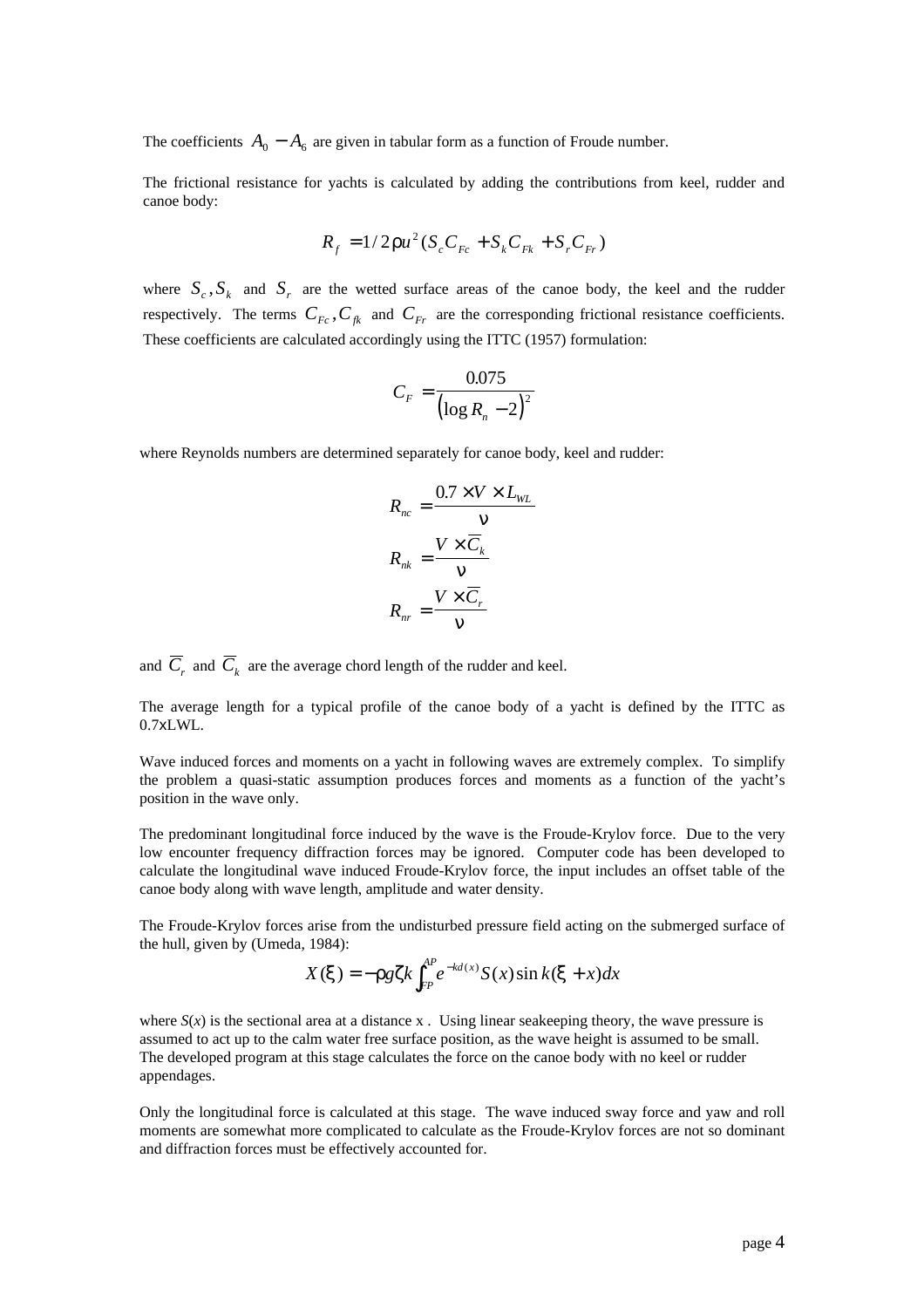The coefficients $A_0 - A_6$ are given in tabular form as a function of Froude number.

The frictional resistance for yachts is calculated by adding the contributions from keel, rudder and canoe body:

$$R_f = 1/2\rho u^2 (S_c C_{Fc} + S_k C_{Fk} + S_r C_{Fr})$$

where $S_c, S_k$ and $S_r$ are the wetted surface areas of the canoe body, the keel and the rudder respectively. The terms $C_{Fc}, C_{fk}$ and $C_{Fr}$ are the corresponding frictional resistance coefficients. These coefficients are calculated accordingly using the ITTC (1957) formulation:

$$C_F = \frac{0.075}{\left(\log R_n - 2\right)^2}$$

where Reynolds numbers are determined separately for canoe body, keel and rudder:

$$R_{nc} = \frac{0.7 \times V \times L_{WL}}{\nu}$$

$$R_{nk} = \frac{V \times \overline{C}_k}{\nu}$$

$$R_{nr} = \frac{V \times \overline{C}_r}{\nu}$$

and $\overline{C}_r$ and $\overline{C}_k$ are the average chord length of the rudder and keel.

The average length for a typical profile of the canoe body of a yacht is defined by the ITTC as 0.7xLWL.

Wave induced forces and moments on a yacht in following waves are extremely complex. To simplify the problem a quasi-static assumption produces forces and moments as a function of the yacht's position in the wave only.

The predominant longitudinal force induced by the wave is the Froude-Krylov force. Due to the very low encounter frequency diffraction forces may be ignored. Computer code has been developed to calculate the longitudinal wave induced Froude-Krylov force, the input includes an offset table of the canoe body along with wave length, amplitude and water density.

The Froude-Krylov forces arise from the undisturbed pressure field acting on the submerged surface of the hull, given by (Umeda, 1984):

$$X(\xi) = -\rho g \zeta k \int_{FP}^{AP} e^{-kd(x)} S(x) \sin k(\xi + x) dx$$

where $S(x)$ is the sectional area at a distance x . Using linear seakeeping theory, the wave pressure is assumed to act up to the calm water free surface position, as the wave height is assumed to be small. The developed program at this stage calculates the force on the canoe body with no keel or rudder appendages.

Only the longitudinal force is calculated at this stage. The wave induced sway force and yaw and roll moments are somewhat more complicated to calculate as the Froude-Krylov forces are not so dominant and diffraction forces must be effectively accounted for.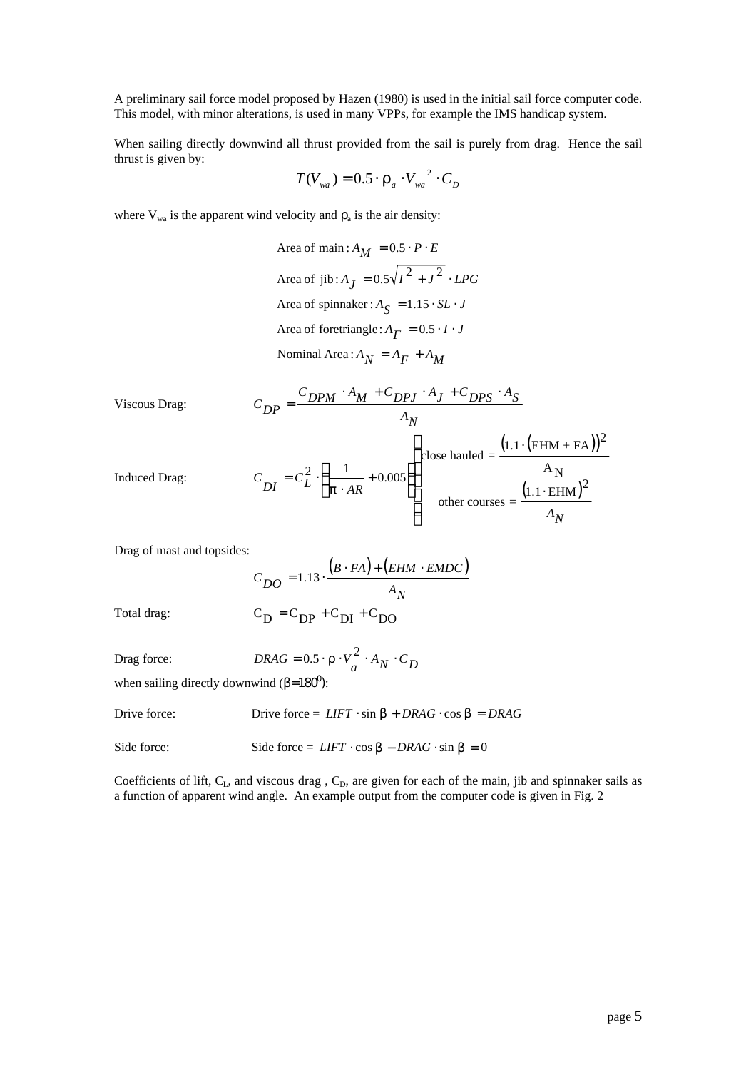A preliminary sail force model proposed by Hazen (1980) is used in the initial sail force computer code. This model, with minor alterations, is used in many VPPs, for example the IMS handicap system.

When sailing directly downwind all thrust provided from the sail is purely from drag. Hence the sail thrust is given by:

$$T(V_{wa}) = 0.5 \cdot \rho_a \cdot V_{wa}^{\ 2} \cdot C_D$$

where $V_{wa}$ is the apparent wind velocity and $\rho_a$ is the air density:

$$\text{Area of main}: A_M = 0.5 \cdot P \cdot E$$

$$\text{Area of jib}: A_J = 0.5\sqrt{I^2 + J^2} \cdot LPG$$

$$\text{Area of spinnaker}: A_S = 1.15 \cdot SL \cdot J$$

$$\text{Area of foretriangle}: A_F = 0.5 \cdot I \cdot J$$

$$\text{Nominal Area}: A_N = A_F + A_M$$

Viscous Drag:

$$C_{DP} = \frac{C_{DPM} \cdot A_M + C_{DPJ} \cdot A_J + C_{DPS} \cdot A_S}{A_N}$$

Induced Drag:

$$C_{DI} = C_L^2 \cdot \left( \frac{1}{\pi \cdot AR} + 0.005 \right) \qquad \left\{ \begin{array}{l} \text{close hauled} = \dfrac{\left(1.1 \cdot (\text{EHM} + \text{FA})\right)^2}{A_N} \\ \text{other courses} = \dfrac{(1.1 \cdot \text{EHM})^2}{A_N} \end{array} \right.$$

Drag of mast and topsides:

$$C_{DO} = 1.13 \cdot \frac{(B \cdot FA) + (EHM \cdot EMDC)}{A_N}$$

Total drag:

$$C_D = C_{DP} + C_{DI} + C_{DO}$$

Drag force:

$$DRAG = 0.5 \cdot \rho \cdot V_a^2 \cdot A_N \cdot C_D$$

when sailing directly downwind ($\beta = 180^0$):

Drive force:

$$\text{Drive force} = LIFT \cdot \sin\beta + DRAG \cdot \cos\beta = DRAG$$

Side force:

$$\text{Side force} = LIFT \cdot \cos\beta - DRAG \cdot \sin\beta = 0$$

Coefficients of lift, $C_L$, and viscous drag , $C_D$, are given for each of the main, jib and spinnaker sails as a function of apparent wind angle. An example output from the computer code is given in Fig. 2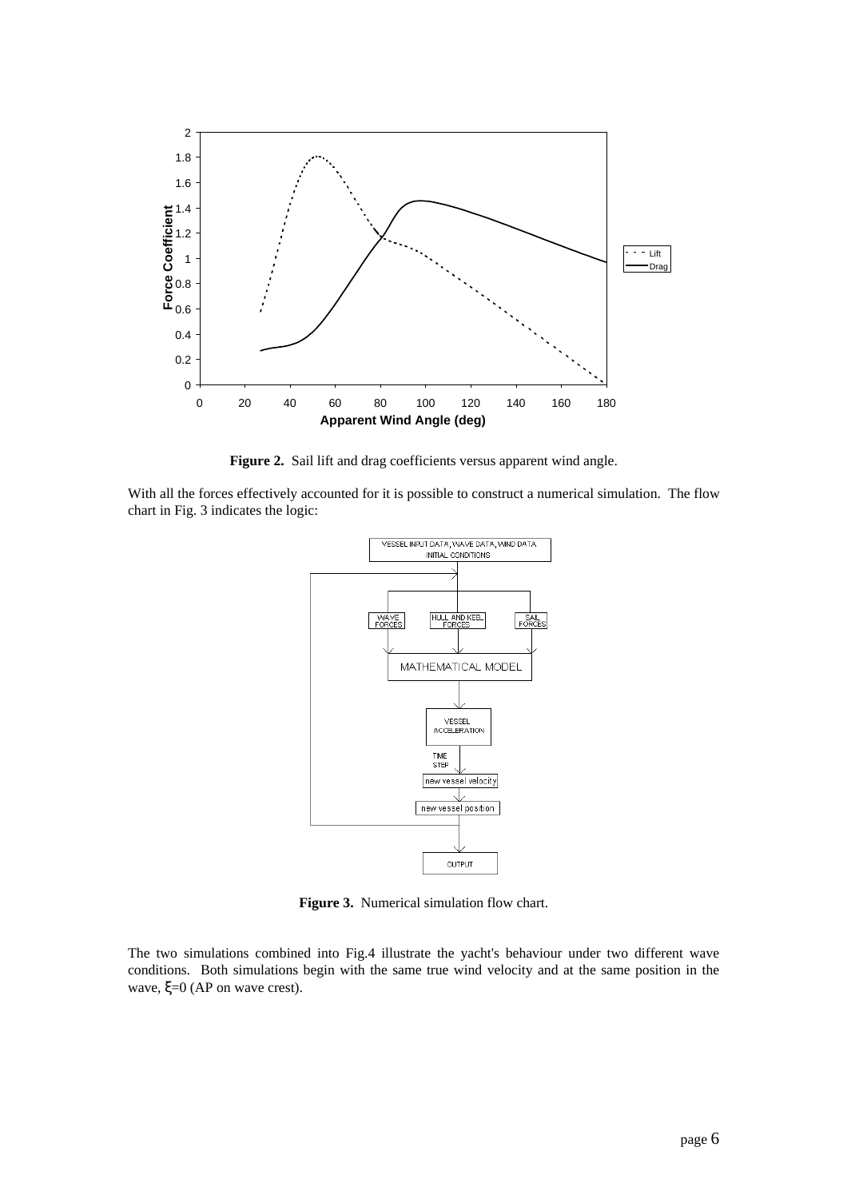**Figure 2.** Sail lift and drag coefficients versus apparent wind angle.

With all the forces effectively accounted for it is possible to construct a numerical simulation. The flow chart in Fig. 3 indicates the logic:

**Figure 3.** Numerical simulation flow chart.

The two simulations combined into Fig.4 illustrate the yacht's behaviour under two different wave conditions. Both simulations begin with the same true wind velocity and at the same position in the wave, $\xi$=0 (AP on wave crest).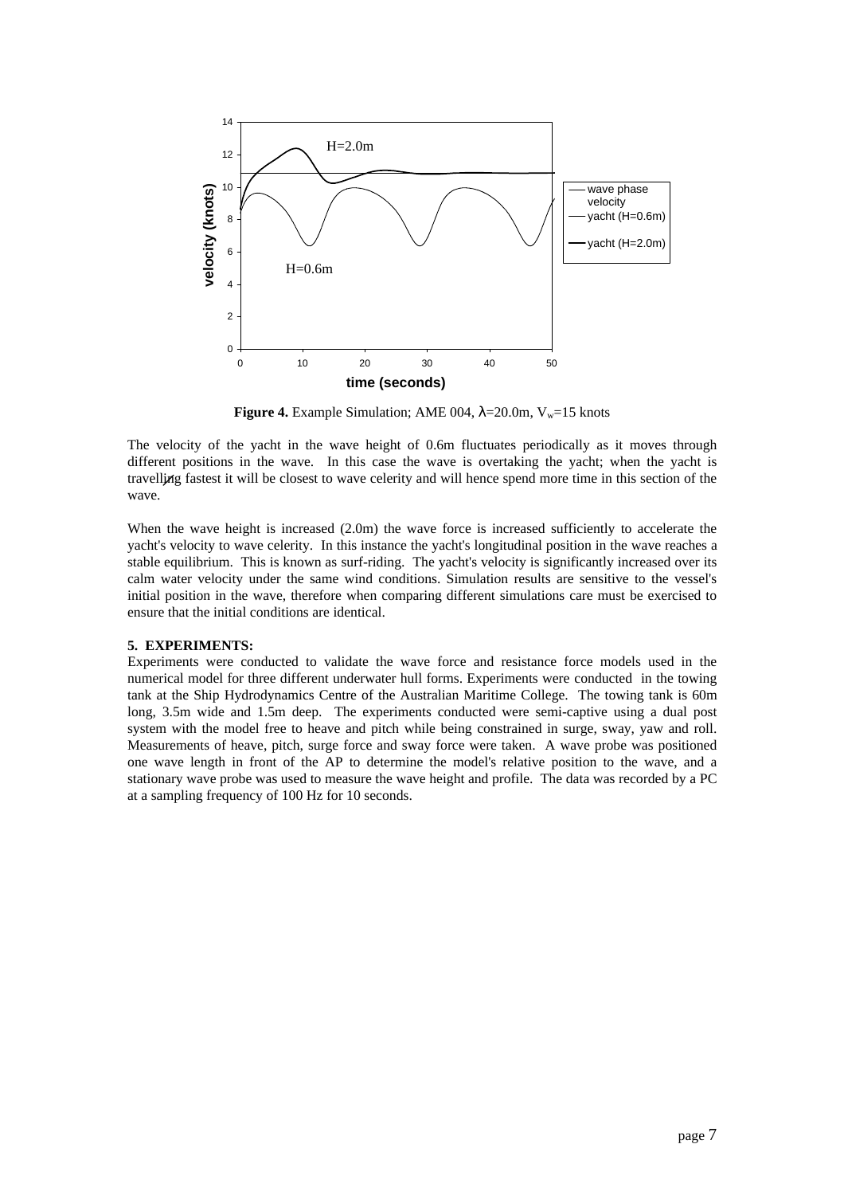**Figure 4.** Example Simulation; AME 004, $\lambda$=20.0m, $V_w$=15 knots

The velocity of the yacht in the wave height of 0.6m fluctuates periodically as it moves through different positions in the wave. In this case the wave is overtaking the yacht; when the yacht is travelling fastest it will be closest to wave celerity and will hence spend more time in this section of the wave.

When the wave height is increased (2.0m) the wave force is increased sufficiently to accelerate the yacht's velocity to wave celerity. In this instance the yacht's longitudinal position in the wave reaches a stable equilibrium. This is known as surf-riding. The yacht's velocity is significantly increased over its calm water velocity under the same wind conditions. Simulation results are sensitive to the vessel's initial position in the wave, therefore when comparing different simulations care must be exercised to ensure that the initial conditions are identical.

## 5. EXPERIMENTS:

Experiments were conducted to validate the wave force and resistance force models used in the numerical model for three different underwater hull forms. Experiments were conducted in the towing tank at the Ship Hydrodynamics Centre of the Australian Maritime College. The towing tank is 60m long, 3.5m wide and 1.5m deep. The experiments conducted were semi-captive using a dual post system with the model free to heave and pitch while being constrained in surge, sway, yaw and roll. Measurements of heave, pitch, surge force and sway force were taken. A wave probe was positioned one wave length in front of the AP to determine the model's relative position to the wave, and a stationary wave probe was used to measure the wave height and profile. The data was recorded by a PC at a sampling frequency of 100 Hz for 10 seconds.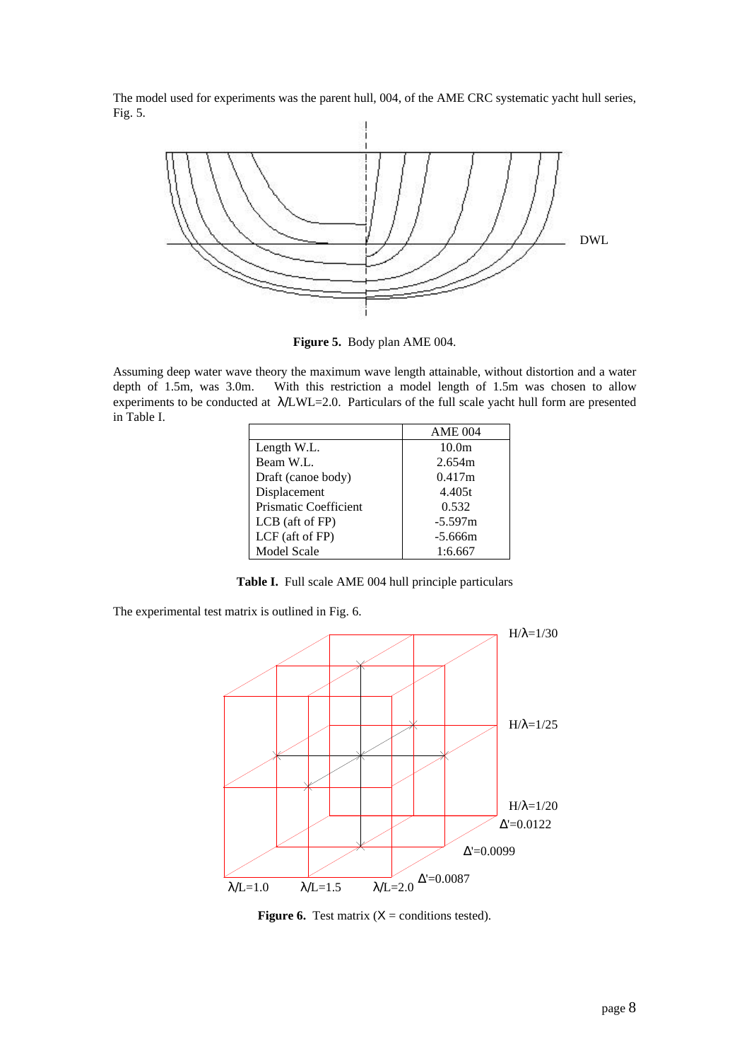The model used for experiments was the parent hull, 004, of the AME CRC systematic yacht hull series, Fig. 5.

**Figure 5.** Body plan AME 004.

Assuming deep water wave theory the maximum wave length attainable, without distortion and a water depth of 1.5m, was 3.0m. With this restriction a model length of 1.5m was chosen to allow experiments to be conducted at $\lambda$/LWL=2.0. Particulars of the full scale yacht hull form are presented in Table I.

| | AME 004 |
|---|---|
| Length W.L. | 10.0m |
| Beam W.L. | 2.654m |
| Draft (canoe body) | 0.417m |
| Displacement | 4.405t |
| Prismatic Coefficient | 0.532 |
| LCB (aft of FP) | -5.597m |
| LCF (aft of FP) | -5.666m |
| Model Scale | 1:6.667 |

**Table I.** Full scale AME 004 hull principle particulars

The experimental test matrix is outlined in Fig. 6.

**Figure 6.** Test matrix (X = conditions tested).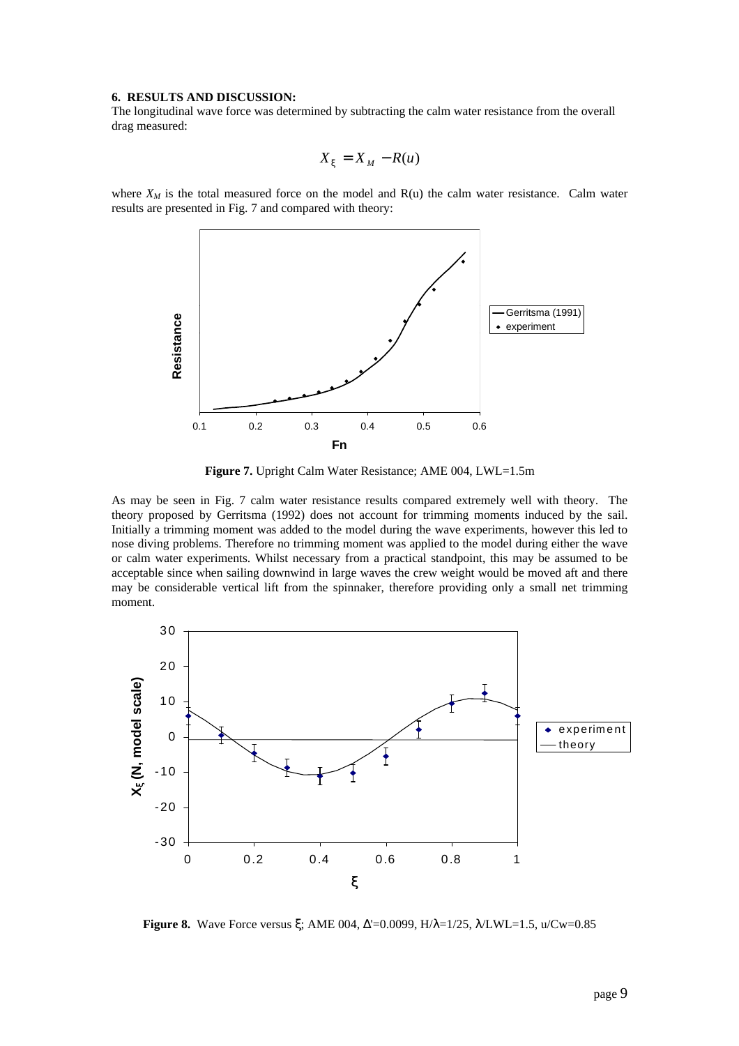### 6. RESULTS AND DISCUSSION:

The longitudinal wave force was determined by subtracting the calm water resistance from the overall drag measured:

$$X_{\xi} = X_M - R(u)$$

where $X_M$ is the total measured force on the model and R(u) the calm water resistance. Calm water results are presented in Fig. 7 and compared with theory:

**Figure 7.** Upright Calm Water Resistance; AME 004, LWL=1.5m

As may be seen in Fig. 7 calm water resistance results compared extremely well with theory. The theory proposed by Gerritsma (1992) does not account for trimming moments induced by the sail. Initially a trimming moment was added to the model during the wave experiments, however this led to nose diving problems. Therefore no trimming moment was applied to the model during either the wave or calm water experiments. Whilst necessary from a practical standpoint, this may be assumed to be acceptable since when sailing downwind in large waves the crew weight would be moved aft and there may be considerable vertical lift from the spinnaker, therefore providing only a small net trimming moment.

**Figure 8.** Wave Force versus $\xi$; AME 004, $\Delta'$=0.0099, $H/\lambda$=1/25, $\lambda$/LWL=1.5, u/Cw=0.85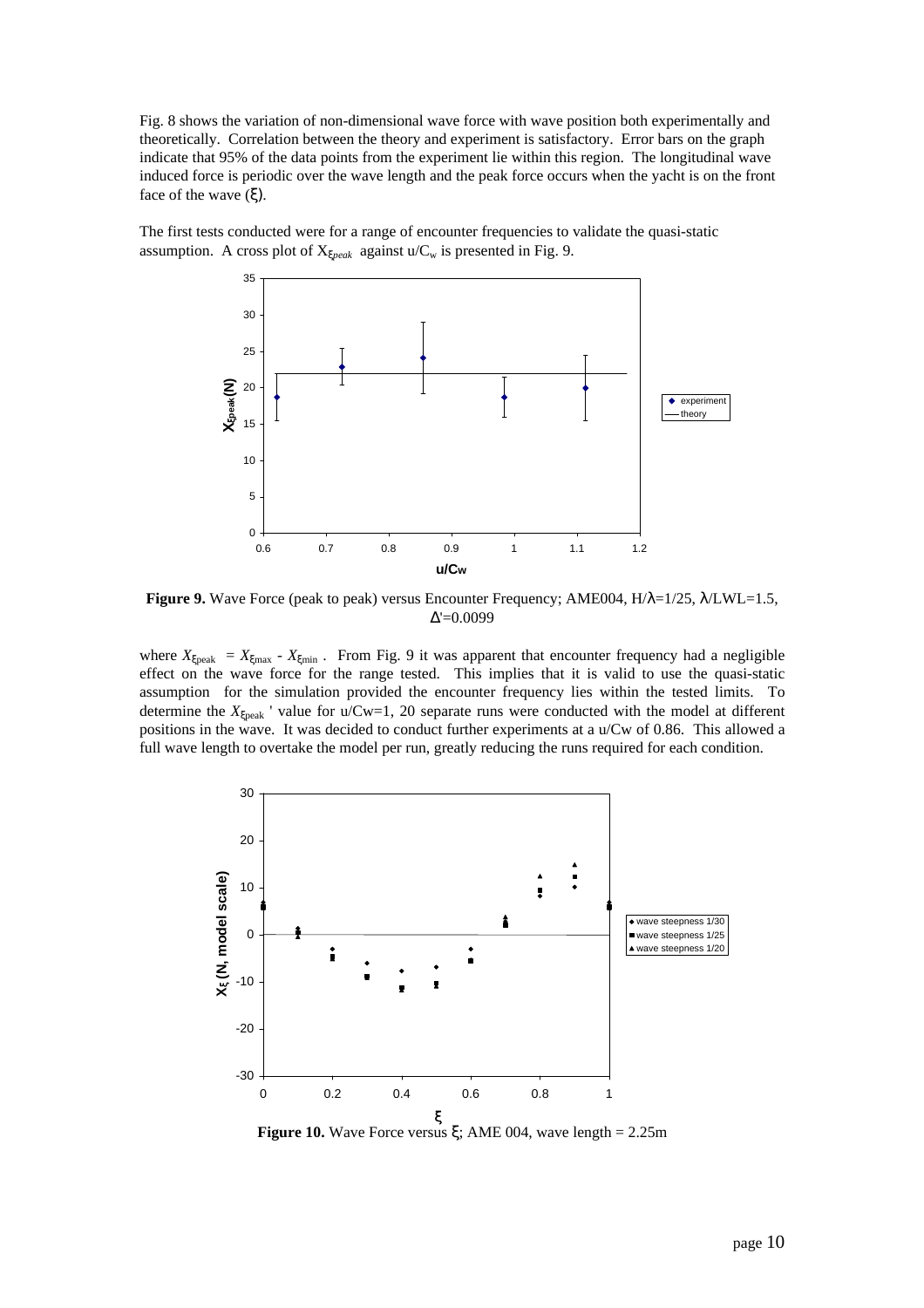Fig. 8 shows the variation of non-dimensional wave force with wave position both experimentally and theoretically. Correlation between the theory and experiment is satisfactory. Error bars on the graph indicate that 95% of the data points from the experiment lie within this region. The longitudinal wave induced force is periodic over the wave length and the peak force occurs when the yacht is on the front face of the wave ($\xi$).

The first tests conducted were for a range of encounter frequencies to validate the quasi-static assumption. A cross plot of $X_{\xi peak}$ against $u/C_w$ is presented in Fig. 9.

**Figure 9.** Wave Force (peak to peak) versus Encounter Frequency; AME004, $H/\lambda=1/25$, $\lambda/LWL=1.5$, $\Delta'=0.0099$

where $X_{\xi peak} = X_{\xi max} - X_{\xi min}$ . From Fig. 9 it was apparent that encounter frequency had a negligible effect on the wave force for the range tested. This implies that it is valid to use the quasi-static assumption for the simulation provided the encounter frequency lies within the tested limits. To determine the $X_{\xi peak}$ ' value for u/Cw=1, 20 separate runs were conducted with the model at different positions in the wave. It was decided to conduct further experiments at a u/Cw of 0.86. This allowed a full wave length to overtake the model per run, greatly reducing the runs required for each condition.

**Figure 10.** Wave Force versus $\xi$; AME 004, wave length = 2.25m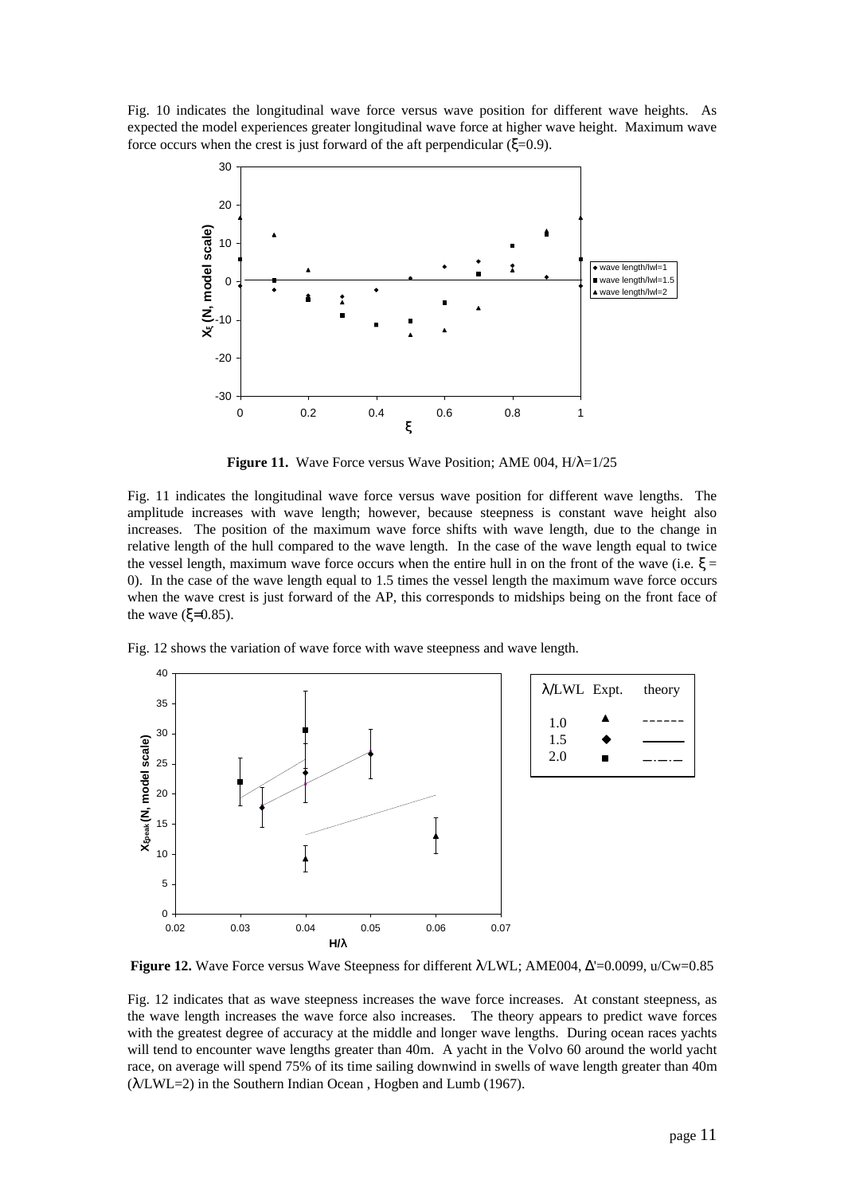Fig. 10 indicates the longitudinal wave force versus wave position for different wave heights. As expected the model experiences greater longitudinal wave force at higher wave height. Maximum wave force occurs when the crest is just forward of the aft perpendicular ($\xi$=0.9).

**Figure 11.** Wave Force versus Wave Position; AME 004, $H/\lambda$=1/25

Fig. 11 indicates the longitudinal wave force versus wave position for different wave lengths. The amplitude increases with wave length; however, because steepness is constant wave height also increases. The position of the maximum wave force shifts with wave length, due to the change in relative length of the hull compared to the wave length. In the case of the wave length equal to twice the vessel length, maximum wave force occurs when the entire hull in on the front of the wave (i.e. $\xi$ = 0). In the case of the wave length equal to 1.5 times the vessel length the maximum wave force occurs when the wave crest is just forward of the AP, this corresponds to midships being on the front face of the wave ($\xi$=0.85).

Fig. 12 shows the variation of wave force with wave steepness and wave length.

| $\lambda$/LWL | Expt. | theory |
|---|---|---|
| 1.0 | ▲ | ------ |
| 1.5 | ◆ | —— |
| 2.0 | ■ | —·—·— |

**Figure 12.** Wave Force versus Wave Steepness for different $\lambda$/LWL; AME004, $\Delta'$=0.0099, u/Cw=0.85

Fig. 12 indicates that as wave steepness increases the wave force increases. At constant steepness, as the wave length increases the wave force also increases. The theory appears to predict wave forces with the greatest degree of accuracy at the middle and longer wave lengths. During ocean races yachts will tend to encounter wave lengths greater than 40m. A yacht in the Volvo 60 around the world yacht race, on average will spend 75% of its time sailing downwind in swells of wave length greater than 40m ($\lambda$/LWL=2) in the Southern Indian Ocean , Hogben and Lumb (1967).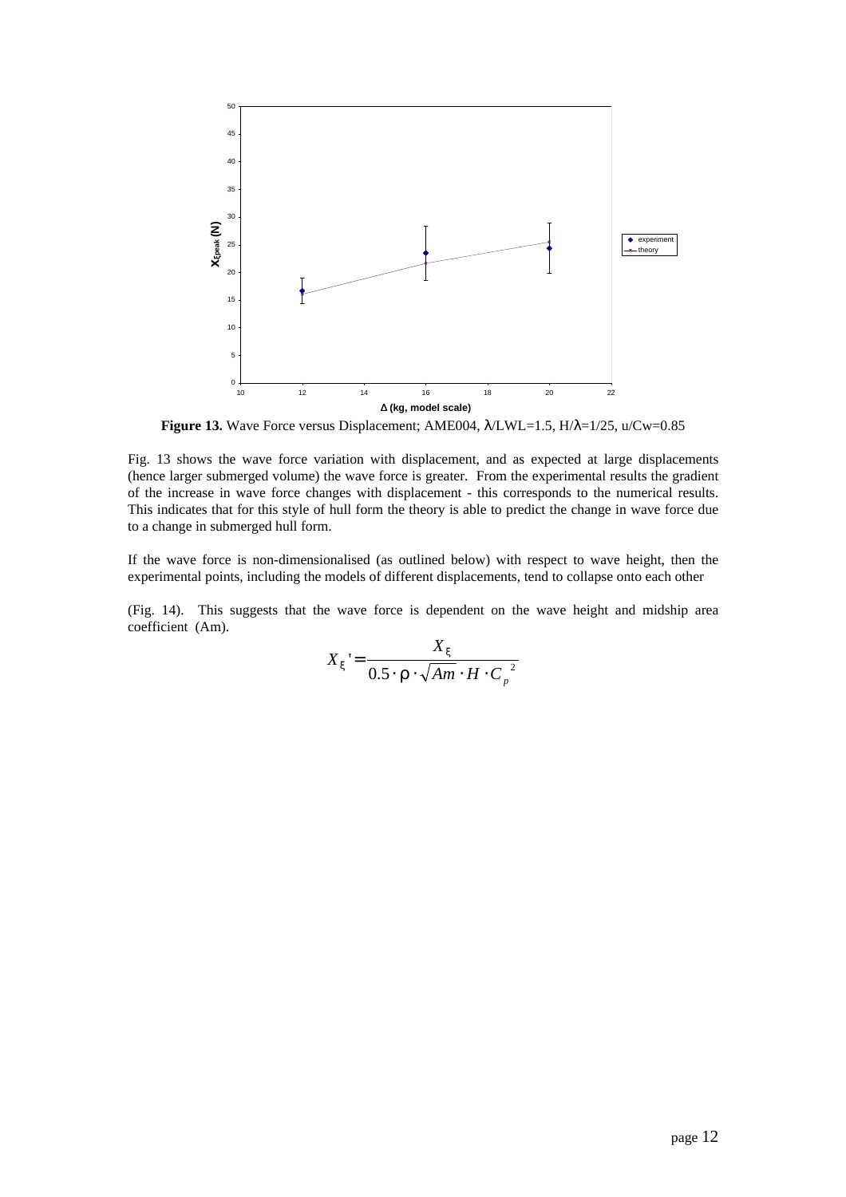**Figure 13.** Wave Force versus Displacement; AME004, $\lambda$/LWL=1.5, H/$\lambda$=1/25, u/Cw=0.85

Fig. 13 shows the wave force variation with displacement, and as expected at large displacements (hence larger submerged volume) the wave force is greater. From the experimental results the gradient of the increase in wave force changes with displacement - this corresponds to the numerical results. This indicates that for this style of hull form the theory is able to predict the change in wave force due to a change in submerged hull form.

If the wave force is non-dimensionalised (as outlined below) with respect to wave height, then the experimental points, including the models of different displacements, tend to collapse onto each other

(Fig. 14). This suggests that the wave force is dependent on the wave height and midship area coefficient (Am).

$$X_{\xi}' = \frac{X_{\xi}}{0.5 \cdot \rho \cdot \sqrt{Am} \cdot H \cdot C_{p}^{\ 2}}$$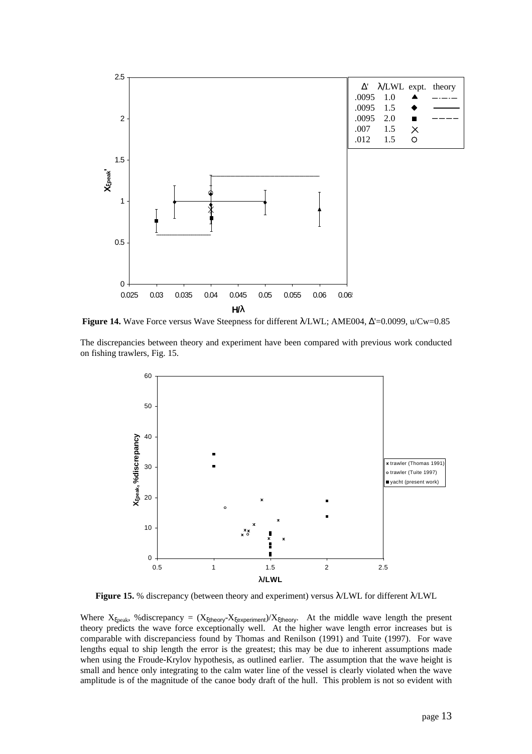**Figure 14.** Wave Force versus Wave Steepness for different $\lambda$/LWL; AME004, $\Delta$'=0.0099, u/Cw=0.85

The discrepancies between theory and experiment have been compared with previous work conducted on fishing trawlers, Fig. 15.

**Figure 15.** % discrepancy (between theory and experiment) versus $\lambda$/LWL for different $\lambda$/LWL

Where $X_{\xi peak}$, %discrepancy = $(X_{\xi theory}-X_{\xi experiment})/X_{\xi theory}$. At the middle wave length the present theory predicts the wave force exceptionally well. At the higher wave length error increases but is comparable with discrepanciess found by Thomas and Renilson (1991) and Tuite (1997). For wave lengths equal to ship length the error is the greatest; this may be due to inherent assumptions made when using the Froude-Krylov hypothesis, as outlined earlier. The assumption that the wave height is small and hence only integrating to the calm water line of the vessel is clearly violated when the wave amplitude is of the magnitude of the canoe body draft of the hull. This problem is not so evident with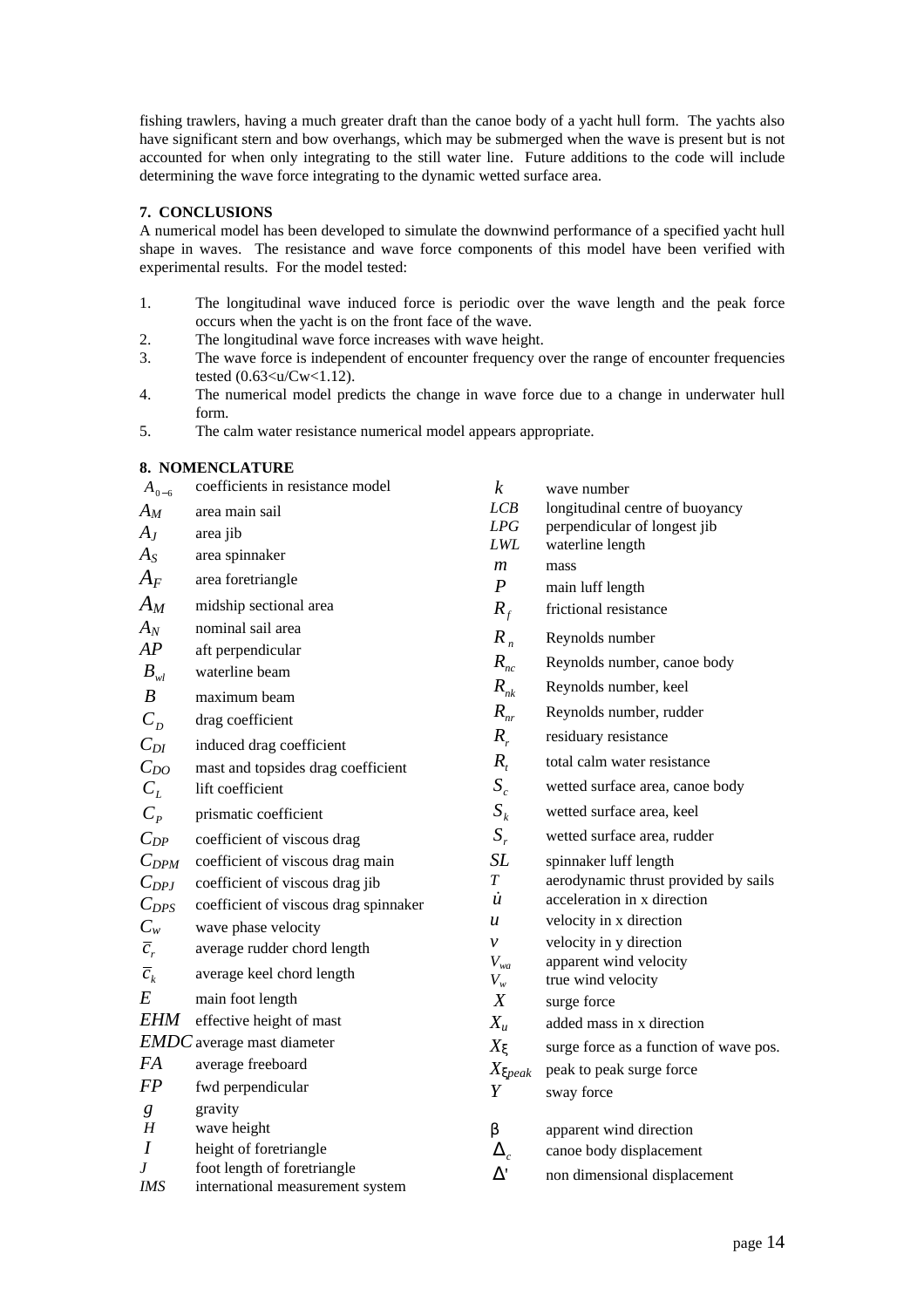fishing trawlers, having a much greater draft than the canoe body of a yacht hull form. The yachts also have significant stern and bow overhangs, which may be submerged when the wave is present but is not accounted for when only integrating to the still water line. Future additions to the code will include determining the wave force integrating to the dynamic wetted surface area.

## 7. CONCLUSIONS

A numerical model has been developed to simulate the downwind performance of a specified yacht hull shape in waves. The resistance and wave force components of this model have been verified with experimental results. For the model tested:

1. The longitudinal wave induced force is periodic over the wave length and the peak force occurs when the yacht is on the front face of the wave.
2. The longitudinal wave force increases with wave height.
3. The wave force is independent of encounter frequency over the range of encounter frequencies tested ($0.63<u/Cw<1.12$).
4. The numerical model predicts the change in wave force due to a change in underwater hull form.
5. The calm water resistance numerical model appears appropriate.

## 8. NOMENCLATURE

| Symbol | Description |
|---|---|
| $A_{0-6}$ | coefficients in resistance model |
| $A_M$ | area main sail |
| $A_J$ | area jib |
| $A_S$ | area spinnaker |
| $A_F$ | area foretriangle |
| $A_M$ | midship sectional area |
| $A_N$ | nominal sail area |
| $AP$ | aft perpendicular |
| $B_{wl}$ | waterline beam |
| $B$ | maximum beam |
| $C_D$ | drag coefficient |
| $C_{DI}$ | induced drag coefficient |
| $C_{DO}$ | mast and topsides drag coefficient |
| $C_L$ | lift coefficient |
| $C_P$ | prismatic coefficient |
| $C_{DP}$ | coefficient of viscous drag |
| $C_{DPM}$ | coefficient of viscous drag main |
| $C_{DPJ}$ | coefficient of viscous drag jib |
| $C_{DPS}$ | coefficient of viscous drag spinnaker |
| $C_w$ | wave phase velocity |
| $\bar{c}_r$ | average rudder chord length |
| $\bar{c}_k$ | average keel chord length |
| $E$ | main foot length |
| $EHM$ | effective height of mast |
| $EMDC$ | average mast diameter |
| $FA$ | average freeboard |
| $FP$ | fwd perpendicular |
| $g$ | gravity |
| $H$ | wave height |
| $I$ | height of foretriangle |
| $J$ | foot length of foretriangle |
| $IMS$ | international measurement system |
| $k$ | wave number |
| $LCB$ | longitudinal centre of buoyancy |
| $LPG$ | perpendicular of longest jib |
| $LWL$ | waterline length |
| $m$ | mass |
| $P$ | main luff length |
| $R_f$ | frictional resistance |
| $R_n$ | Reynolds number |
| $R_{nc}$ | Reynolds number, canoe body |
| $R_{nk}$ | Reynolds number, keel |
| $R_{nr}$ | Reynolds number, rudder |
| $R_r$ | residuary resistance |
| $R_t$ | total calm water resistance |
| $S_c$ | wetted surface area, canoe body |
| $S_k$ | wetted surface area, keel |
| $S_r$ | wetted surface area, rudder |
| $SL$ | spinnaker luff length |
| $T$ | aerodynamic thrust provided by sails |
| $\dot{u}$ | acceleration in x direction |
| $u$ | velocity in x direction |
| $v$ | velocity in y direction |
| $V_{wa}$ | apparent wind velocity |
| $V_w$ | true wind velocity |
| $X$ | surge force |
| $X_u$ | added mass in x direction |
| $X_\xi$ | surge force as a function of wave pos. |
| $X_{\xi peak}$ | peak to peak surge force |
| $Y$ | sway force |
| $\beta$ | apparent wind direction |
| $\Delta_c$ | canoe body displacement |
| $\Delta'$ | non dimensional displacement |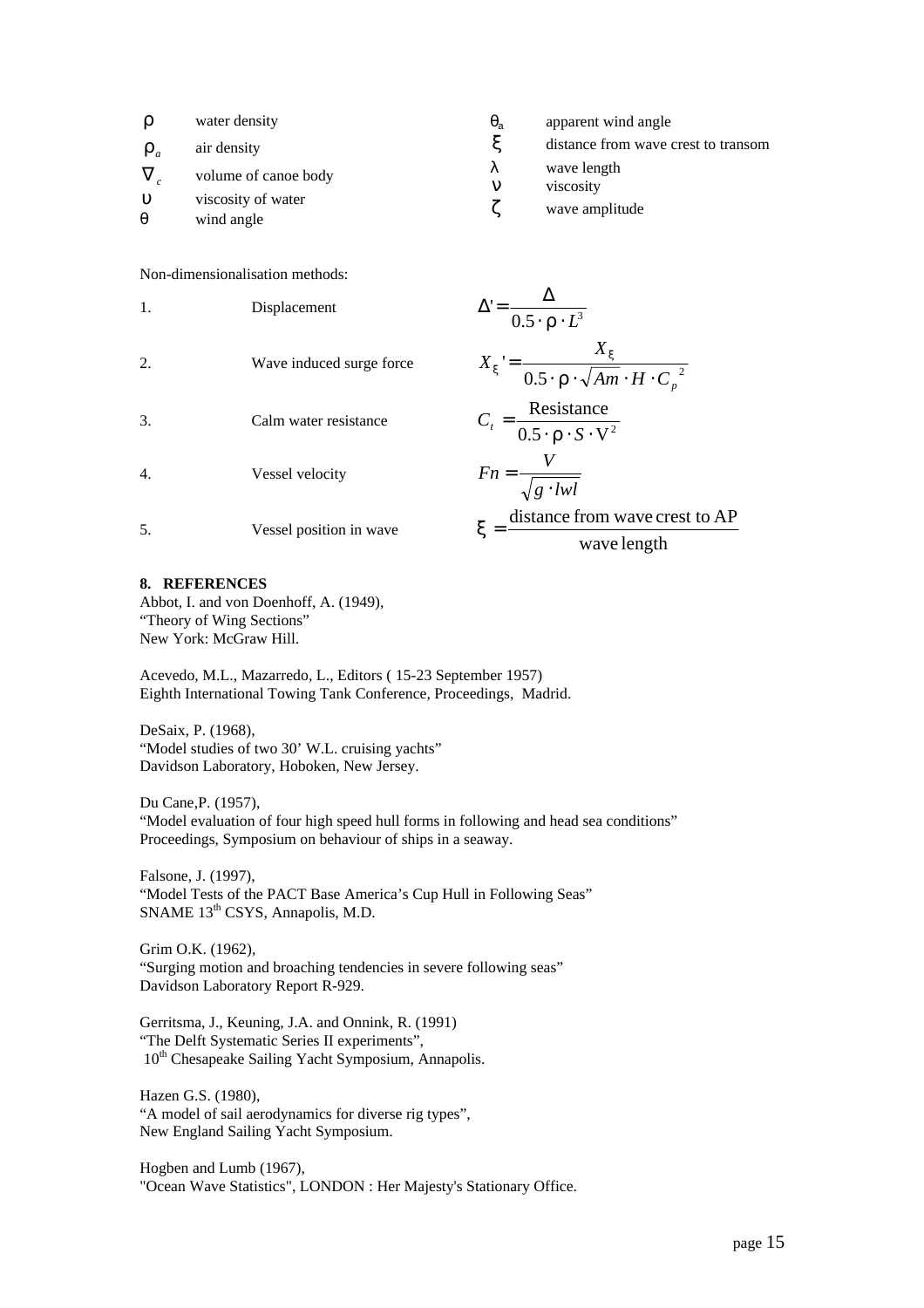| | | | |
|---|---|---|---|
| $\rho$ | water density | $\theta_a$ | apparent wind angle |
| $\rho_a$ | air density | $\xi$ | distance from wave crest to transom |
| $\nabla_c$ | volume of canoe body | $\lambda$ | wave length |
| $\upsilon$ | viscosity of water | $\nu$ | viscosity |
| $\theta$ | wind angle | $\zeta$ | wave amplitude |

Non-dimensionalisation methods:

1. Displacement $$\Delta' = \frac{\Delta}{0.5 \cdot \rho \cdot L^3}$$

2. Wave induced surge force $$X_\xi' = \frac{X_\xi}{0.5 \cdot \rho \cdot \sqrt{Am} \cdot H \cdot C_p^{\ 2}}$$

3. Calm water resistance $$C_t = \frac{\text{Resistance}}{0.5 \cdot \rho \cdot S \cdot V^2}$$

4. Vessel velocity $$Fn = \frac{V}{\sqrt{g \cdot lwl}}$$

5. Vessel position in wave $$\xi = \frac{\text{distance from wave crest to AP}}{\text{wave length}}$$

## 8. REFERENCES

Abbot, I. and von Doenhoff, A. (1949),
"Theory of Wing Sections"
New York: McGraw Hill.

Acevedo, M.L., Mazarredo, L., Editors ( 15-23 September 1957)
Eighth International Towing Tank Conference, Proceedings, Madrid.

DeSaix, P. (1968),
"Model studies of two 30' W.L. cruising yachts"
Davidson Laboratory, Hoboken, New Jersey.

Du Cane,P. (1957),
"Model evaluation of four high speed hull forms in following and head sea conditions"
Proceedings, Symposium on behaviour of ships in a seaway.

Falsone, J. (1997),
"Model Tests of the PACT Base America's Cup Hull in Following Seas"
SNAME 13th CSYS, Annapolis, M.D.

Grim O.K. (1962),
"Surging motion and broaching tendencies in severe following seas"
Davidson Laboratory Report R-929.

Gerritsma, J., Keuning, J.A. and Onnink, R. (1991)
"The Delft Systematic Series II experiments",
10th Chesapeake Sailing Yacht Symposium, Annapolis.

Hazen G.S. (1980),
"A model of sail aerodynamics for diverse rig types",
New England Sailing Yacht Symposium.

Hogben and Lumb (1967),
"Ocean Wave Statistics", LONDON : Her Majesty's Stationary Office.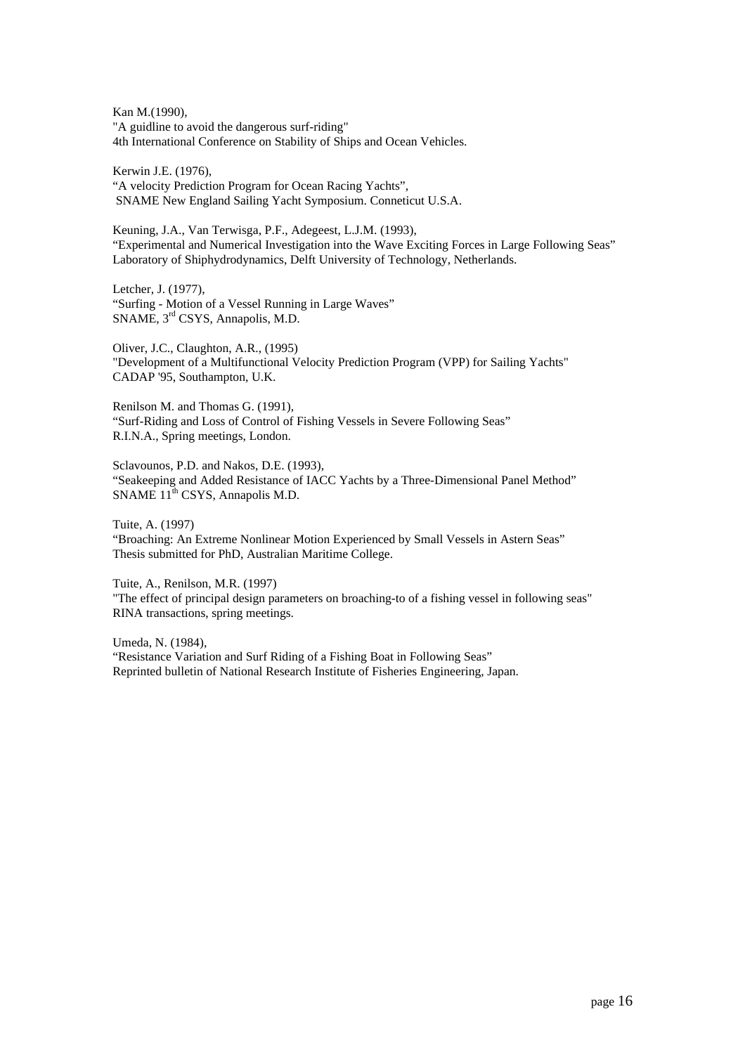Kan M.(1990),
"A guidline to avoid the dangerous surf-riding"
4th International Conference on Stability of Ships and Ocean Vehicles.

Kerwin J.E. (1976),
"A velocity Prediction Program for Ocean Racing Yachts",
SNAME New England Sailing Yacht Symposium. Conneticut U.S.A.

Keuning, J.A., Van Terwisga, P.F., Adegeest, L.J.M. (1993),
"Experimental and Numerical Investigation into the Wave Exciting Forces in Large Following Seas"
Laboratory of Shiphydrodynamics, Delft University of Technology, Netherlands.

Letcher, J. (1977),
"Surfing - Motion of a Vessel Running in Large Waves"
SNAME, 3rd CSYS, Annapolis, M.D.

Oliver, J.C., Claughton, A.R., (1995)
"Development of a Multifunctional Velocity Prediction Program (VPP) for Sailing Yachts"
CADAP '95, Southampton, U.K.

Renilson M. and Thomas G. (1991),
"Surf-Riding and Loss of Control of Fishing Vessels in Severe Following Seas"
R.I.N.A., Spring meetings, London.

Sclavounos, P.D. and Nakos, D.E. (1993),
"Seakeeping and Added Resistance of IACC Yachts by a Three-Dimensional Panel Method"
SNAME 11th CSYS, Annapolis M.D.

Tuite, A. (1997)
"Broaching: An Extreme Nonlinear Motion Experienced by Small Vessels in Astern Seas"
Thesis submitted for PhD, Australian Maritime College.

Tuite, A., Renilson, M.R. (1997)
"The effect of principal design parameters on broaching-to of a fishing vessel in following seas"
RINA transactions, spring meetings.

Umeda, N. (1984),
"Resistance Variation and Surf Riding of a Fishing Boat in Following Seas"
Reprinted bulletin of National Research Institute of Fisheries Engineering, Japan.